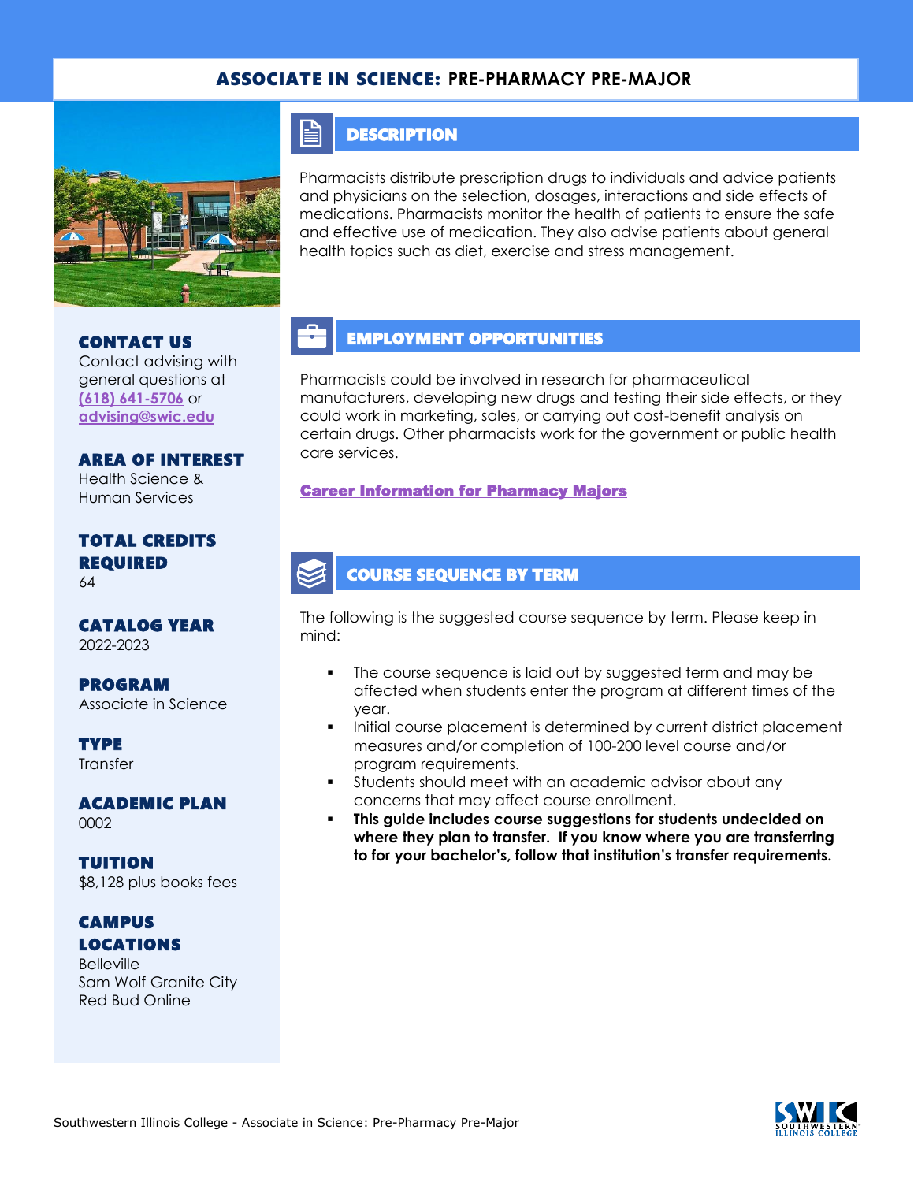# ASSOCIATE IN SCIENCE: PRE-PHARMACY PRE-MAJOR

## DESCRIPTION

Pharmacists distribute prescription drugs to individuals and advice patients and physicians on the selection, dosages, interactions and side effects of medications. Pharmacists monitor the health of patients to ensure the safe and effective use of medication. They also advise patients about general health topics such as diet, exercise and stress management.

## EMPLOYMENT OPPORTUNITIES

Pharmacists could be involved in research for pharmaceutical manufacturers, developing new drugs and testing their side effects, or they could work in marketing, sales, or carrying out cost-benefit analysis on certain drugs. Other pharmacists work for the government or public health care services.

**Career Information for Pharmacy Majors**

## COURSE SEQUENCE BY TERM

The following is the suggested course sequence by term. Please keep in mind:

- The course sequence is laid out by suggested term and may be affected when students enter the program at different times of the year.
- Initial course placement is determined by current district placement measures and/or completion of 100-200 level course and/or program requirements.
- Students should meet with an academic advisor about any concerns that may affect course enrollment.
- **This guide includes course suggestions for students undecided on where they plan to transfer. If you know where you are transferring to for your bachelor's, follow that institution's transfer requirements.**

### CONTACT US
Contact advising with general questions at (618) 641-5706 or advising@swic.edu

### AREA OF INTEREST
Health Science & Human Services

### TOTAL CREDITS REQUIRED
64

### CATALOG YEAR
2022-2023

### PROGRAM
Associate in Science

### TYPE
Transfer

### ACADEMIC PLAN
0002

### TUITION
$8,128 plus books fees

### CAMPUS LOCATIONS
Belleville
Sam Wolf Granite City
Red Bud Online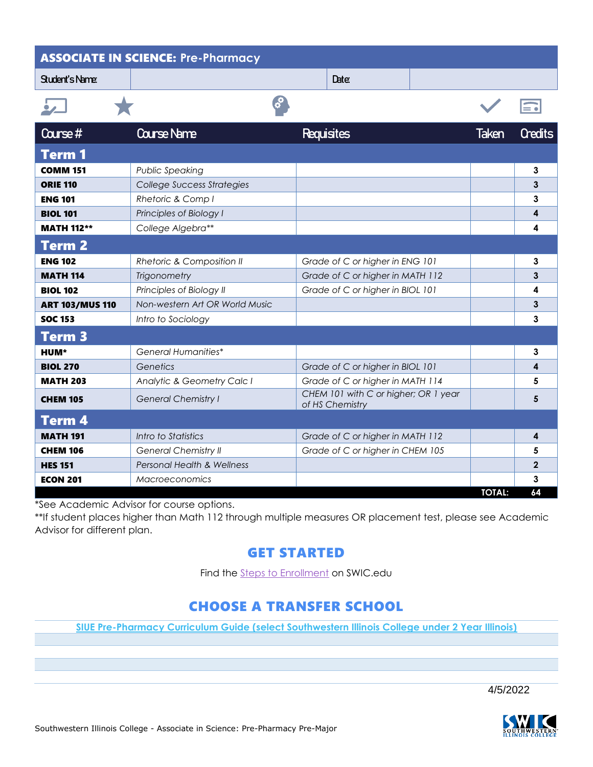## ASSOCIATE IN SCIENCE: Pre-Pharmacy

| Student's Name: | | Date: | |
|---|---|---|---|

| Course # | Course Name | Requisites | Taken | Credits |
|---|---|---|---|---|
| **Term 1** | | | | |
| **COMM 151** | *Public Speaking* | | | **3** |
| **ORIE 110** | *College Success Strategies* | | | **3** |
| **ENG 101** | *Rhetoric & Comp I* | | | **3** |
| **BIOL 101** | *Principles of Biology I* | | | **4** |
| **MATH 112**** | *College Algebra*** | | | **4** |
| **Term 2** | | | | |
| **ENG 102** | *Rhetoric & Composition II* | *Grade of C or higher in ENG 101* | | **3** |
| **MATH 114** | *Trigonometry* | *Grade of C or higher in MATH 112* | | **3** |
| **BIOL 102** | *Principles of Biology II* | *Grade of C or higher in BIOL 101* | | **4** |
| **ART 103/MUS 110** | *Non-western Art OR World Music* | | | **3** |
| **SOC 153** | *Intro to Sociology* | | | **3** |
| **Term 3** | | | | |
| **HUM*** | *General Humanities** | | | **3** |
| **BIOL 270** | *Genetics* | *Grade of C or higher in BIOL 101* | | **4** |
| **MATH 203** | *Analytic & Geometry Calc I* | *Grade of C or higher in MATH 114* | | **5** |
| **CHEM 105** | *General Chemistry I* | *CHEM 101 with C or higher; OR 1 year of HS Chemistry* | | **5** |
| **Term 4** | | | | |
| **MATH 191** | *Intro to Statistics* | *Grade of C or higher in MATH 112* | | **4** |
| **CHEM 106** | *General Chemistry II* | *Grade of C or higher in CHEM 105* | | **5** |
| **HES 151** | *Personal Health & Wellness* | | | **2** |
| **ECON 201** | *Macroeconomics* | | | **3** |
| | | | **TOTAL:** | **64** |

*See Academic Advisor for course options.

**If student places higher than Math 112 through multiple measures OR placement test, please see Academic Advisor for different plan.

## GET STARTED

Find the Steps to Enrollment on SWIC.edu

## CHOOSE A TRANSFER SCHOOL

SIUE Pre-Pharmacy Curriculum Guide (select Southwestern Illinois College under 2 Year Illinois)

4/5/2022

Southwestern Illinois College - Associate in Science: Pre-Pharmacy Pre-Major